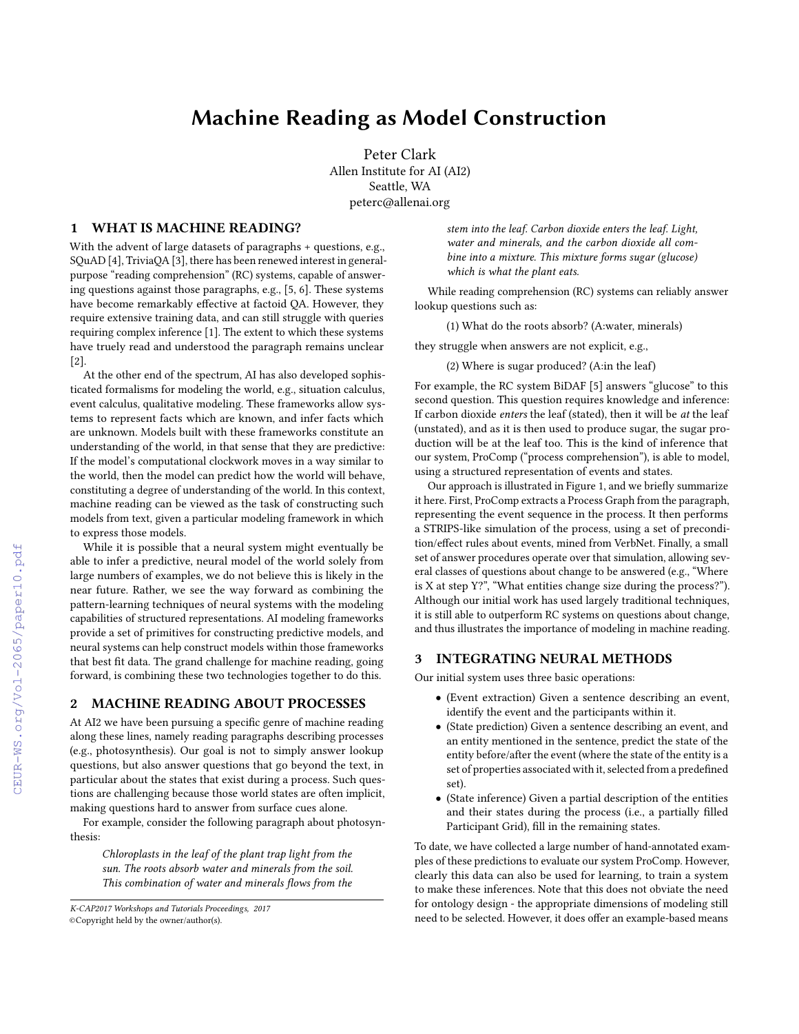# Machine Reading as Model Construction

Peter Clark
Allen Institute for AI (AI2)
Seattle, WA
peterc@allenai.org

## 1 WHAT IS MACHINE READING?

With the advent of large datasets of paragraphs + questions, e.g., SQuAD [4], TriviaQA [3], there has been renewed interest in general-purpose "reading comprehension" (RC) systems, capable of answering questions against those paragraphs, e.g., [5, 6]. These systems have become remarkably effective at factoid QA. However, they require extensive training data, and can still struggle with queries requiring complex inference [1]. The extent to which these systems have truely read and understood the paragraph remains unclear [2].

At the other end of the spectrum, AI has also developed sophisticated formalisms for modeling the world, e.g., situation calculus, event calculus, qualitative modeling. These frameworks allow systems to represent facts which are known, and infer facts which are unknown. Models built with these frameworks constitute an understanding of the world, in that sense that they are predictive: If the model's computational clockwork moves in a way similar to the world, then the model can predict how the world will behave, constituting a degree of understanding of the world. In this context, machine reading can be viewed as the task of constructing such models from text, given a particular modeling framework in which to express those models.

While it is possible that a neural system might eventually be able to infer a predictive, neural model of the world solely from large numbers of examples, we do not believe this is likely in the near future. Rather, we see the way forward as combining the pattern-learning techniques of neural systems with the modeling capabilities of structured representations. AI modeling frameworks provide a set of primitives for constructing predictive models, and neural systems can help construct models within those frameworks that best fit data. The grand challenge for machine reading, going forward, is combining these two technologies together to do this.

## 2 MACHINE READING ABOUT PROCESSES

At AI2 we have been pursuing a specific genre of machine reading along these lines, namely reading paragraphs describing processes (e.g., photosynthesis). Our goal is not to simply answer lookup questions, but also answer questions that go beyond the text, in particular about the states that exist during a process. Such questions are challenging because those world states are often implicit, making questions hard to answer from surface cues alone.

For example, consider the following paragraph about photosynthesis:

> *Chloroplasts in the leaf of the plant trap light from the sun. The roots absorb water and minerals from the soil. This combination of water and minerals flows from the stem into the leaf. Carbon dioxide enters the leaf. Light, water and minerals, and the carbon dioxide all combine into a mixture. This mixture forms sugar (glucose) which is what the plant eats.*

While reading comprehension (RC) systems can reliably answer lookup questions such as:

(1) What do the roots absorb? (A:water, minerals)

they struggle when answers are not explicit, e.g.,

(2) Where is sugar produced? (A:in the leaf)

For example, the RC system BiDAF [5] answers "glucose" to this second question. This question requires knowledge and inference: If carbon dioxide *enters* the leaf (stated), then it will be *at* the leaf (unstated), and as it is then used to produce sugar, the sugar production will be at the leaf too. This is the kind of inference that our system, ProComp ("process comprehension"), is able to model, using a structured representation of events and states.

Our approach is illustrated in Figure 1, and we briefly summarize it here. First, ProComp extracts a Process Graph from the paragraph, representing the event sequence in the process. It then performs a STRIPS-like simulation of the process, using a set of precondition/effect rules about events, mined from VerbNet. Finally, a small set of answer procedures operate over that simulation, allowing several classes of questions about change to be answered (e.g., "Where is X at step Y?", "What entities change size during the process?"). Although our initial work has used largely traditional techniques, it is still able to outperform RC systems on questions about change, and thus illustrates the importance of modeling in machine reading.

## 3 INTEGRATING NEURAL METHODS

Our initial system uses three basic operations:

- (Event extraction) Given a sentence describing an event, identify the event and the participants within it.
- (State prediction) Given a sentence describing an event, and an entity mentioned in the sentence, predict the state of the entity before/after the event (where the state of the entity is a set of properties associated with it, selected from a predefined set).
- (State inference) Given a partial description of the entities and their states during the process (i.e., a partially filled Participant Grid), fill in the remaining states.

To date, we have collected a large number of hand-annotated examples of these predictions to evaluate our system ProComp. However, clearly this data can also be used for learning, to train a system to make these inferences. Note that this does not obviate the need for ontology design - the appropriate dimensions of modeling still need to be selected. However, it does offer an example-based means

*K-CAP2017 Workshops and Tutorials Proceedings, 2017*
©Copyright held by the owner/author(s).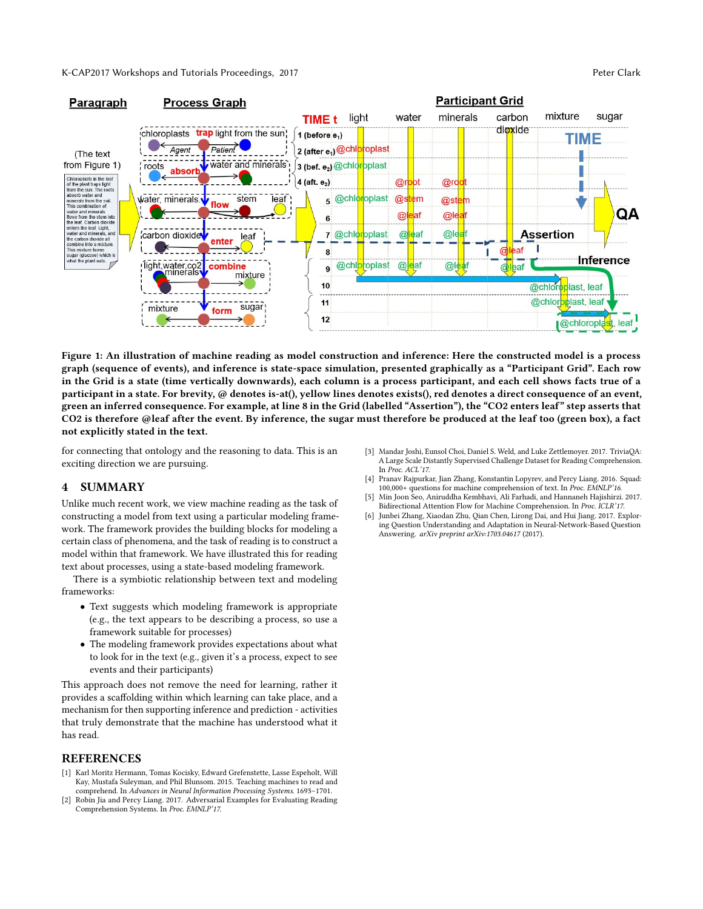Paragraph

Process Graph

Participant Grid

(The text from Figure 1)

Chloroplasts in the leaf of the plant traps light from the sun. The roots absorb water and minerals from the soil. This combination of water and minerals flows from the stem into the leaf. Carbon dioxide enters the leaf. Light, water and minerals, and the carbon dioxide all combine into a mixture. This mixture forms sugar (glucose) which is what the plant eats.

chloroplasts trap light from the sun

Agent Patient

roots absorb water and minerals

water, minerals flow stem leaf

carbon dioxide enter leaf

light,water,co2 minerals combine mixture

mixture form sugar

TIME t light water minerals carbon dioxide mixture sugar

1 (before $e_1$)

2 (after $e_1$) @chloroplast

3 (bef. $e_2$) @chloroplast

4 (aft. $e_2$) @root @root

5 @chloroplast @stem @stem

6 @leaf @leaf

7 @chloroplast @leaf @leaf

8 @leaf

9 @chloroplast @leaf @leaf @leaf

10 @chloroplast, leaf

11 @chloroplast, leaf

12 @chloroplast, leaf

TIME

QA

Assertion

Inference

**Figure 1: An illustration of machine reading as model construction and inference: Here the constructed model is a process graph (sequence of events), and inference is state-space simulation, presented graphically as a "Participant Grid". Each row in the Grid is a state (time vertically downwards), each column is a process participant, and each cell shows facts true of a participant in a state. For brevity, @ denotes is-at(), yellow lines denotes exists(), red denotes a direct consequence of an event, green an inferred consequence. For example, at line 8 in the Grid (labelled "Assertion"), the "CO2 enters leaf" step asserts that CO2 is therefore @leaf after the event. By inference, the sugar must therefore be produced at the leaf too (green box), a fact not explicitly stated in the text.**

for connecting that ontology and the reasoning to data. This is an exciting direction we are pursuing.

## 4 SUMMARY

Unlike much recent work, we view machine reading as the task of constructing a model from text using a particular modeling framework. The framework provides the building blocks for modeling a certain class of phenomena, and the task of reading is to construct a model within that framework. We have illustrated this for reading text about processes, using a state-based modeling framework.

There is a symbiotic relationship between text and modeling frameworks:

- Text suggests which modeling framework is appropriate (e.g., the text appears to be describing a process, so use a framework suitable for processes)
- The modeling framework provides expectations about what to look for in the text (e.g., given it's a process, expect to see events and their participants)

This approach does not remove the need for learning, rather it provides a scaffolding within which learning can take place, and a mechanism for then supporting inference and prediction - activities that truly demonstrate that the machine has understood what it has read.

## REFERENCES

[1] Karl Moritz Hermann, Tomas Kocisky, Edward Grefenstette, Lasse Espeholt, Will Kay, Mustafa Suleyman, and Phil Blunsom. 2015. Teaching machines to read and comprehend. In *Advances in Neural Information Processing Systems*. 1693–1701.

[2] Robin Jia and Percy Liang. 2017. Adversarial Examples for Evaluating Reading Comprehension Systems. In *Proc. EMNLP'17*.

[3] Mandar Joshi, Eunsol Choi, Daniel S. Weld, and Luke Zettlemoyer. 2017. TriviaQA: A Large Scale Distantly Supervised Challenge Dataset for Reading Comprehension. In *Proc. ACL'17*.

[4] Pranav Rajpurkar, Jian Zhang, Konstantin Lopyrev, and Percy Liang. 2016. Squad: 100,000+ questions for machine comprehension of text. In *Proc. EMNLP'16*.

[5] Min Joon Seo, Aniruddha Kembhavi, Ali Farhadi, and Hannaneh Hajishirzi. 2017. Bidirectional Attention Flow for Machine Comprehension. In *Proc. ICLR'17*.

[6] Junbei Zhang, Xiaodan Zhu, Qian Chen, Lirong Dai, and Hui Jiang. 2017. Exploring Question Understanding and Adaptation in Neural-Network-Based Question Answering. *arXiv preprint arXiv:1703.04617* (2017).